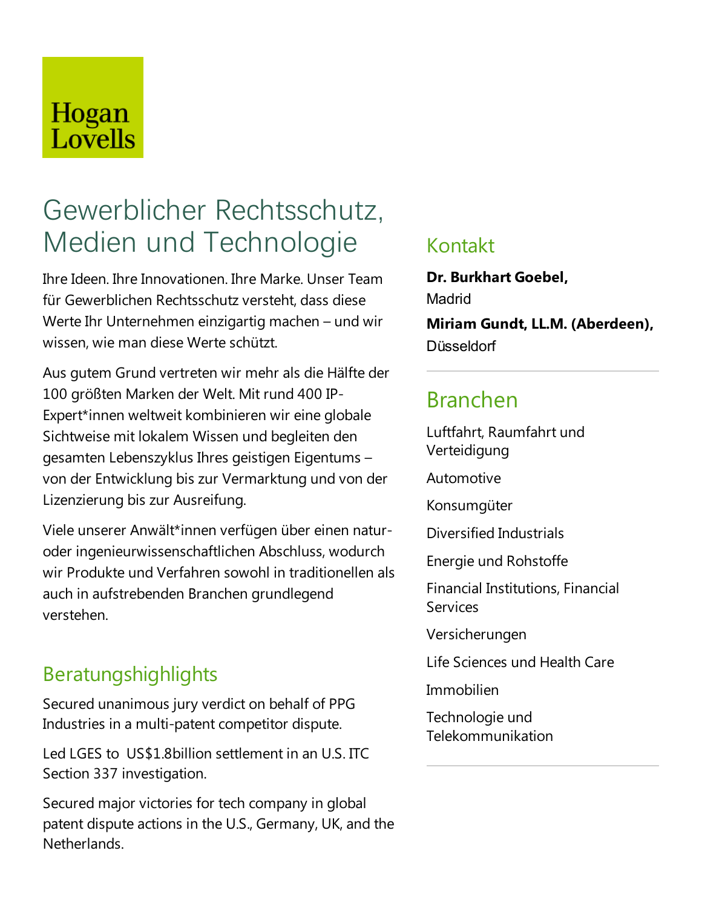Hogan Lovells

# Gewerblicher Rechtsschutz, Medien und Technologie

Ihre Ideen. Ihre Innovationen. Ihre Marke. Unser Team für Gewerblichen Rechtsschutz versteht, dass diese Werte Ihr Unternehmen einzigartig machen – und wir wissen, wie man diese Werte schützt.

Aus gutem Grund vertreten wir mehr als die Hälfte der 100 größten Marken der Welt. Mit rund 400 IP-Expert*innen weltweit kombinieren wir eine globale Sichtweise mit lokalem Wissen und begleiten den gesamten Lebenszyklus Ihres geistigen Eigentums – von der Entwicklung bis zur Vermarktung und von der Lizenzierung bis zur Ausreifung.

Viele unserer Anwält*innen verfügen über einen natur- oder ingenieurwissenschaftlichen Abschluss, wodurch wir Produkte und Verfahren sowohl in traditionellen als auch in aufstrebenden Branchen grundlegend verstehen.

## Beratungshighlights

Secured unanimous jury verdict on behalf of PPG Industries in a multi-patent competitor dispute.

Led LGES to US$1.8billion settlement in an U.S. ITC Section 337 investigation.

Secured major victories for tech company in global patent dispute actions in the U.S., Germany, UK, and the Netherlands.

## Kontakt

**Dr. Burkhart Goebel,**
Madrid

**Miriam Gundt, LL.M. (Aberdeen),**
Düsseldorf

## Branchen

Luftfahrt, Raumfahrt und Verteidigung

Automotive

Konsumgüter

Diversified Industrials

Energie und Rohstoffe

Financial Institutions, Financial Services

Versicherungen

Life Sciences und Health Care

Immobilien

Technologie und Telekommunikation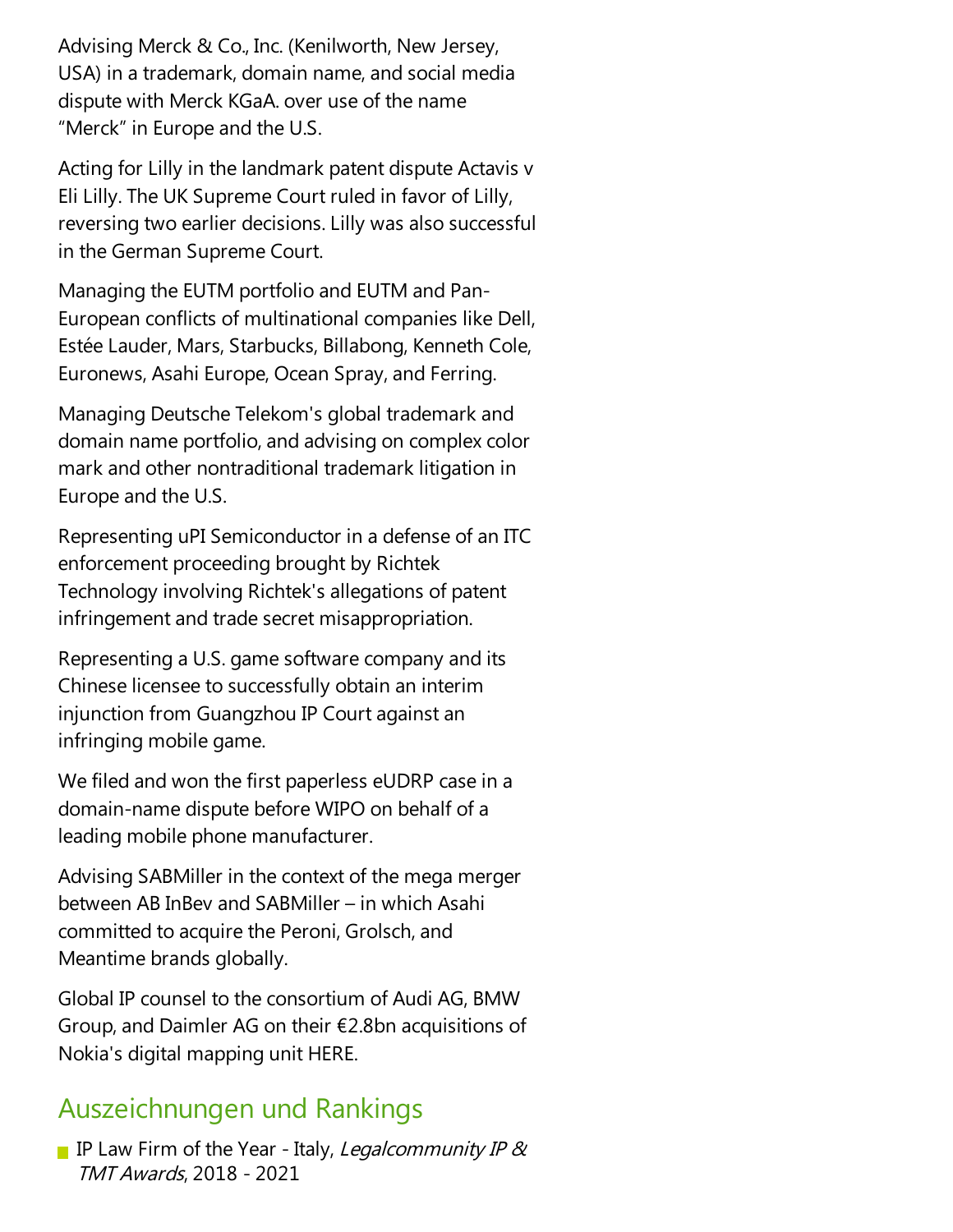Advising Merck & Co., Inc. (Kenilworth, New Jersey, USA) in a trademark, domain name, and social media dispute with Merck KGaA. over use of the name "Merck" in Europe and the U.S.

Acting for Lilly in the landmark patent dispute Actavis v Eli Lilly. The UK Supreme Court ruled in favor of Lilly, reversing two earlier decisions. Lilly was also successful in the German Supreme Court.

Managing the EUTM portfolio and EUTM and Pan-European conflicts of multinational companies like Dell, Estée Lauder, Mars, Starbucks, Billabong, Kenneth Cole, Euronews, Asahi Europe, Ocean Spray, and Ferring.

Managing Deutsche Telekom's global trademark and domain name portfolio, and advising on complex color mark and other nontraditional trademark litigation in Europe and the U.S.

Representing uPI Semiconductor in a defense of an ITC enforcement proceeding brought by Richtek Technology involving Richtek's allegations of patent infringement and trade secret misappropriation.

Representing a U.S. game software company and its Chinese licensee to successfully obtain an interim injunction from Guangzhou IP Court against an infringing mobile game.

We filed and won the first paperless eUDRP case in a domain-name dispute before WIPO on behalf of a leading mobile phone manufacturer.

Advising SABMiller in the context of the mega merger between AB InBev and SABMiller – in which Asahi committed to acquire the Peroni, Grolsch, and Meantime brands globally.

Global IP counsel to the consortium of Audi AG, BMW Group, and Daimler AG on their €2.8bn acquisitions of Nokia's digital mapping unit HERE.

## Auszeichnungen und Rankings

- IP Law Firm of the Year - Italy, *Legalcommunity IP & TMT Awards*, 2018 - 2021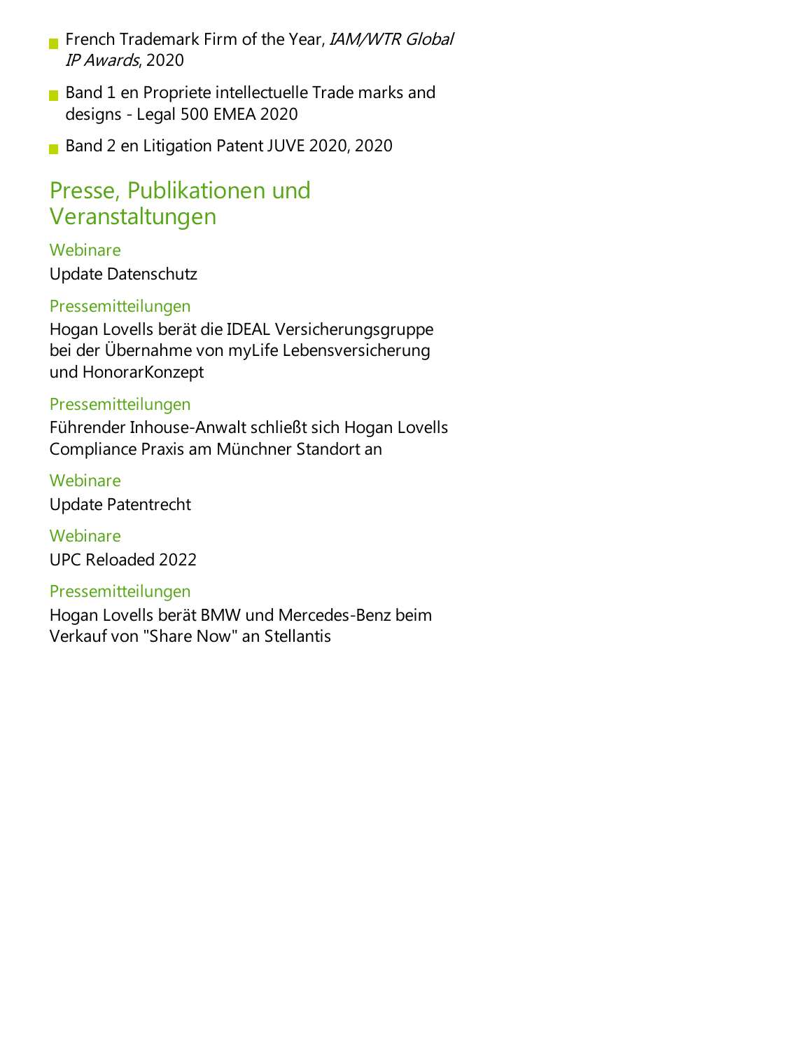- French Trademark Firm of the Year, *IAM/WTR Global IP Awards*, 2020
- Band 1 en Propriete intellectuelle Trade marks and designs - Legal 500 EMEA 2020
- Band 2 en Litigation Patent JUVE 2020, 2020

## Presse, Publikationen und Veranstaltungen

### Webinare

Update Datenschutz

### Pressemitteilungen

Hogan Lovells berät die IDEAL Versicherungsgruppe bei der Übernahme von myLife Lebensversicherung und HonorarKonzept

### Pressemitteilungen

Führender Inhouse-Anwalt schließt sich Hogan Lovells Compliance Praxis am Münchner Standort an

### Webinare

Update Patentrecht

### Webinare

UPC Reloaded 2022

### Pressemitteilungen

Hogan Lovells berät BMW und Mercedes-Benz beim Verkauf von "Share Now" an Stellantis